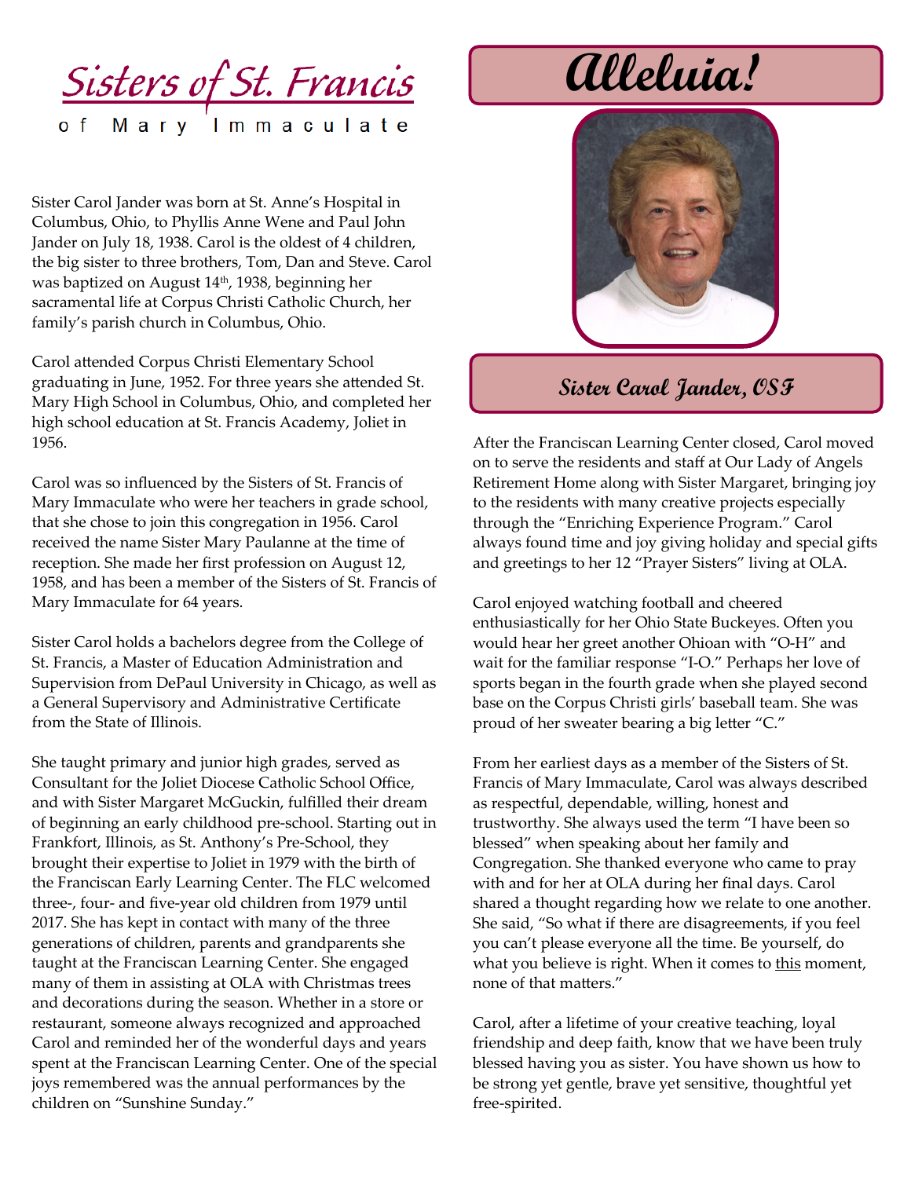# Sisters of St. Francis

of Mary Immaculate

# Alleluia!

## Sister Carol Jander, OSF

Sister Carol Jander was born at St. Anne's Hospital in Columbus, Ohio, to Phyllis Anne Wene and Paul John Jander on July 18, 1938. Carol is the oldest of 4 children, the big sister to three brothers, Tom, Dan and Steve. Carol was baptized on August 14th, 1938, beginning her sacramental life at Corpus Christi Catholic Church, her family's parish church in Columbus, Ohio.

Carol attended Corpus Christi Elementary School graduating in June, 1952. For three years she attended St. Mary High School in Columbus, Ohio, and completed her high school education at St. Francis Academy, Joliet in 1956.

Carol was so influenced by the Sisters of St. Francis of Mary Immaculate who were her teachers in grade school, that she chose to join this congregation in 1956. Carol received the name Sister Mary Paulanne at the time of reception. She made her first profession on August 12, 1958, and has been a member of the Sisters of St. Francis of Mary Immaculate for 64 years.

Sister Carol holds a bachelors degree from the College of St. Francis, a Master of Education Administration and Supervision from DePaul University in Chicago, as well as a General Supervisory and Administrative Certificate from the State of Illinois.

She taught primary and junior high grades, served as Consultant for the Joliet Diocese Catholic School Office, and with Sister Margaret McGuckin, fulfilled their dream of beginning an early childhood pre-school. Starting out in Frankfort, Illinois, as St. Anthony's Pre-School, they brought their expertise to Joliet in 1979 with the birth of the Franciscan Early Learning Center. The FLC welcomed three-, four- and five-year old children from 1979 until 2017. She has kept in contact with many of the three generations of children, parents and grandparents she taught at the Franciscan Learning Center. She engaged many of them in assisting at OLA with Christmas trees and decorations during the season. Whether in a store or restaurant, someone always recognized and approached Carol and reminded her of the wonderful days and years spent at the Franciscan Learning Center. One of the special joys remembered was the annual performances by the children on "Sunshine Sunday."

After the Franciscan Learning Center closed, Carol moved on to serve the residents and staff at Our Lady of Angels Retirement Home along with Sister Margaret, bringing joy to the residents with many creative projects especially through the "Enriching Experience Program." Carol always found time and joy giving holiday and special gifts and greetings to her 12 "Prayer Sisters" living at OLA.

Carol enjoyed watching football and cheered enthusiastically for her Ohio State Buckeyes. Often you would hear her greet another Ohioan with "O-H" and wait for the familiar response "I-O." Perhaps her love of sports began in the fourth grade when she played second base on the Corpus Christi girls' baseball team. She was proud of her sweater bearing a big letter "C."

From her earliest days as a member of the Sisters of St. Francis of Mary Immaculate, Carol was always described as respectful, dependable, willing, honest and trustworthy. She always used the term "I have been so blessed" when speaking about her family and Congregation. She thanked everyone who came to pray with and for her at OLA during her final days. Carol shared a thought regarding how we relate to one another. She said, "So what if there are disagreements, if you feel you can't please everyone all the time. Be yourself, do what you believe is right. When it comes to this moment, none of that matters."

Carol, after a lifetime of your creative teaching, loyal friendship and deep faith, know that we have been truly blessed having you as sister. You have shown us how to be strong yet gentle, brave yet sensitive, thoughtful yet free-spirited.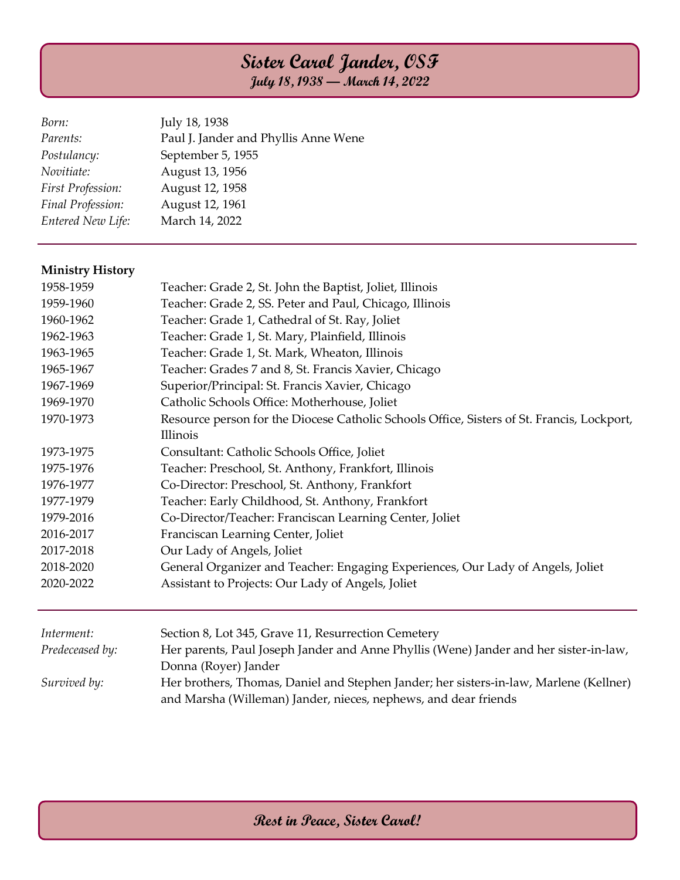# Sister Carol Jander, OSF

## July 18, 1938 — March 14, 2022

| | |
|---|---|
| *Born:* | July 18, 1938 |
| *Parents:* | Paul J. Jander and Phyllis Anne Wene |
| *Postulancy:* | September 5, 1955 |
| *Novitiate:* | August 13, 1956 |
| *First Profession:* | August 12, 1958 |
| *Final Profession:* | August 12, 1961 |
| *Entered New Life:* | March 14, 2022 |

**Ministry History**

| | |
|---|---|
| 1958-1959 | Teacher: Grade 2, St. John the Baptist, Joliet, Illinois |
| 1959-1960 | Teacher: Grade 2, SS. Peter and Paul, Chicago, Illinois |
| 1960-1962 | Teacher: Grade 1, Cathedral of St. Ray, Joliet |
| 1962-1963 | Teacher: Grade 1, St. Mary, Plainfield, Illinois |
| 1963-1965 | Teacher: Grade 1, St. Mark, Wheaton, Illinois |
| 1965-1967 | Teacher: Grades 7 and 8, St. Francis Xavier, Chicago |
| 1967-1969 | Superior/Principal: St. Francis Xavier, Chicago |
| 1969-1970 | Catholic Schools Office: Motherhouse, Joliet |
| 1970-1973 | Resource person for the Diocese Catholic Schools Office, Sisters of St. Francis, Lockport, Illinois |
| 1973-1975 | Consultant: Catholic Schools Office, Joliet |
| 1975-1976 | Teacher: Preschool, St. Anthony, Frankfort, Illinois |
| 1976-1977 | Co-Director: Preschool, St. Anthony, Frankfort |
| 1977-1979 | Teacher: Early Childhood, St. Anthony, Frankfort |
| 1979-2016 | Co-Director/Teacher: Franciscan Learning Center, Joliet |
| 2016-2017 | Franciscan Learning Center, Joliet |
| 2017-2018 | Our Lady of Angels, Joliet |
| 2018-2020 | General Organizer and Teacher: Engaging Experiences, Our Lady of Angels, Joliet |
| 2020-2022 | Assistant to Projects: Our Lady of Angels, Joliet |

| | |
|---|---|
| *Interment:* | Section 8, Lot 345, Grave 11, Resurrection Cemetery |
| *Predeceased by:* | Her parents, Paul Joseph Jander and Anne Phyllis (Wene) Jander and her sister-in-law, Donna (Royer) Jander |
| *Survived by:* | Her brothers, Thomas, Daniel and Stephen Jander; her sisters-in-law, Marlene (Kellner) and Marsha (Willeman) Jander, nieces, nephews, and dear friends |

**Rest in Peace, Sister Carol!**